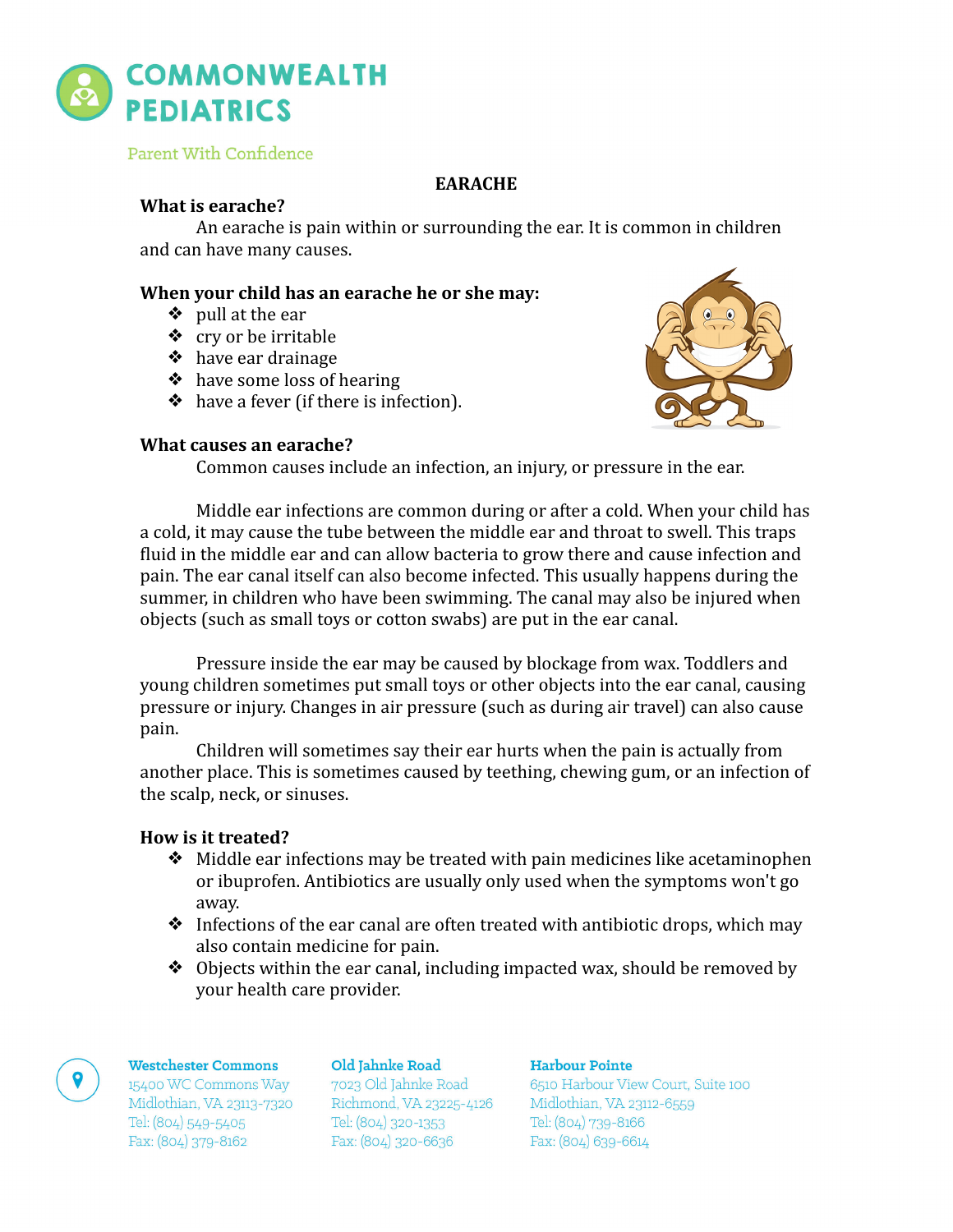# COMMONWEALTH PEDIATRICS

Parent With Confidence

## EARACHE

**What is earache?**

An earache is pain within or surrounding the ear. It is common in children and can have many causes.

**When your child has an earache he or she may:**

- pull at the ear
- cry or be irritable
- have ear drainage
- have some loss of hearing
- have a fever (if there is infection).

**What causes an earache?**

Common causes include an infection, an injury, or pressure in the ear.

Middle ear infections are common during or after a cold. When your child has a cold, it may cause the tube between the middle ear and throat to swell. This traps fluid in the middle ear and can allow bacteria to grow there and cause infection and pain. The ear canal itself can also become infected. This usually happens during the summer, in children who have been swimming. The canal may also be injured when objects (such as small toys or cotton swabs) are put in the ear canal.

Pressure inside the ear may be caused by blockage from wax. Toddlers and young children sometimes put small toys or other objects into the ear canal, causing pressure or injury. Changes in air pressure (such as during air travel) can also cause pain.

Children will sometimes say their ear hurts when the pain is actually from another place. This is sometimes caused by teething, chewing gum, or an infection of the scalp, neck, or sinuses.

**How is it treated?**

- Middle ear infections may be treated with pain medicines like acetaminophen or ibuprofen. Antibiotics are usually only used when the symptoms won't go away.
- Infections of the ear canal are often treated with antibiotic drops, which may also contain medicine for pain.
- Objects within the ear canal, including impacted wax, should be removed by your health care provider.

**Westchester Commons**
15400 WC Commons Way
Midlothian, VA 23113-7320
Tel: (804) 549-5405
Fax: (804) 379-8162

**Old Jahnke Road**
7023 Old Jahnke Road
Richmond, VA 23225-4126
Tel: (804) 320-1353
Fax: (804) 320-6636

**Harbour Pointe**
6510 Harbour View Court, Suite 100
Midlothian, VA 23112-6559
Tel: (804) 739-8166
Fax: (804) 639-6614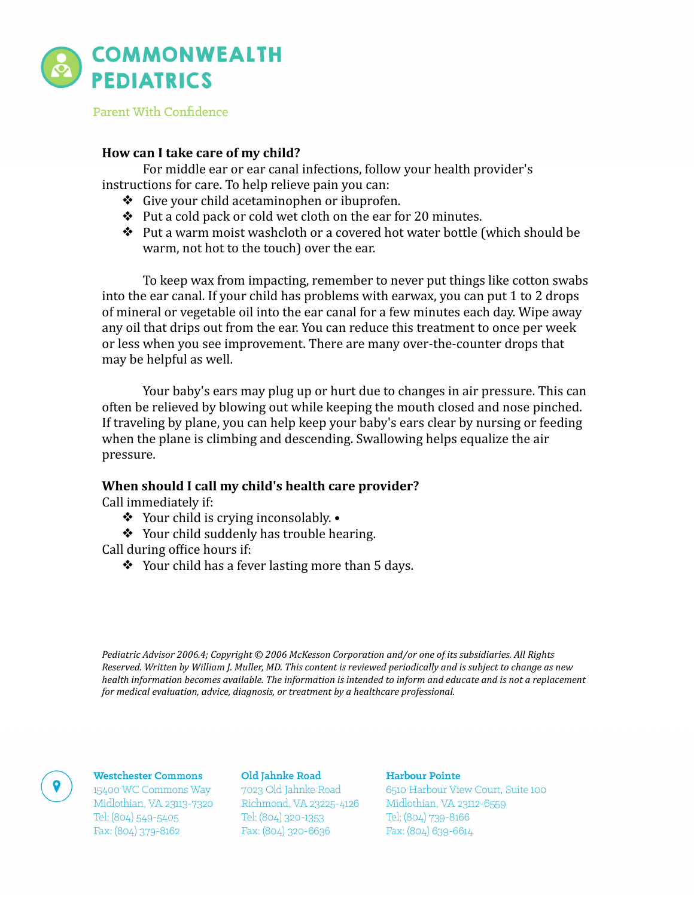# COMMONWEALTH PEDIATRICS

Parent With Confidence

**How can I take care of my child?**

For middle ear or ear canal infections, follow your health provider's instructions for care. To help relieve pain you can:

- Give your child acetaminophen or ibuprofen.
- Put a cold pack or cold wet cloth on the ear for 20 minutes.
- Put a warm moist washcloth or a covered hot water bottle (which should be warm, not hot to the touch) over the ear.

To keep wax from impacting, remember to never put things like cotton swabs into the ear canal. If your child has problems with earwax, you can put 1 to 2 drops of mineral or vegetable oil into the ear canal for a few minutes each day. Wipe away any oil that drips out from the ear. You can reduce this treatment to once per week or less when you see improvement. There are many over-the-counter drops that may be helpful as well.

Your baby's ears may plug up or hurt due to changes in air pressure. This can often be relieved by blowing out while keeping the mouth closed and nose pinched. If traveling by plane, you can help keep your baby's ears clear by nursing or feeding when the plane is climbing and descending. Swallowing helps equalize the air pressure.

**When should I call my child's health care provider?**

Call immediately if:

- Your child is crying inconsolably. •
- Your child suddenly has trouble hearing.

Call during office hours if:

- Your child has a fever lasting more than 5 days.

*Pediatric Advisor 2006.4; Copyright © 2006 McKesson Corporation and/or one of its subsidiaries. All Rights Reserved. Written by William J. Muller, MD. This content is reviewed periodically and is subject to change as new health information becomes available. The information is intended to inform and educate and is not a replacement for medical evaluation, advice, diagnosis, or treatment by a healthcare professional.*

**Westchester Commons**
15400 WC Commons Way
Midlothian, VA 23113-7320
Tel: (804) 549-5405
Fax: (804) 379-8162

**Old Jahnke Road**
7023 Old Jahnke Road
Richmond, VA 23225-4126
Tel: (804) 320-1353
Fax: (804) 320-6636

**Harbour Pointe**
6510 Harbour View Court, Suite 100
Midlothian, VA 23112-6559
Tel: (804) 739-8166
Fax: (804) 639-6614